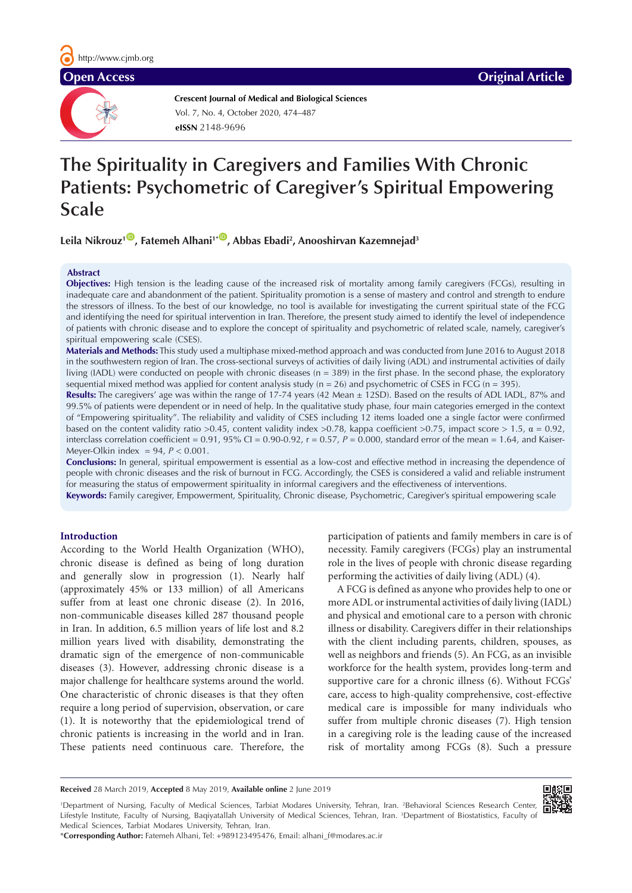Open Access

Original Article

**Crescent Journal of Medical and Biological Sciences**
Vol. 7, No. 4, October 2020, 474–487
**eISSN** 2148-9696

# The Spirituality in Caregivers and Families With Chronic Patients: Psychometric of Caregiver's Spiritual Empowering Scale

**Leila Nikrouz[1], Fatemeh Alhani[1*], Abbas Ebadi[2], Anooshirvan Kazemnejad[3]**

## Abstract

**Objectives:** High tension is the leading cause of the increased risk of mortality among family caregivers (FCGs), resulting in inadequate care and abandonment of the patient. Spirituality promotion is a sense of mastery and control and strength to endure the stressors of illness. To the best of our knowledge, no tool is available for investigating the current spiritual state of the FCG and identifying the need for spiritual intervention in Iran. Therefore, the present study aimed to identify the level of independence of patients with chronic disease and to explore the concept of spirituality and psychometric of related scale, namely, caregiver's spiritual empowering scale (CSES).

**Materials and Methods:** This study used a multiphase mixed-method approach and was conducted from June 2016 to August 2018 in the southwestern region of Iran. The cross-sectional surveys of activities of daily living (ADL) and instrumental activities of daily living (IADL) were conducted on people with chronic diseases (n = 389) in the first phase. In the second phase, the exploratory sequential mixed method was applied for content analysis study (n = 26) and psychometric of CSES in FCG (n = 395).

**Results:** The caregivers' age was within the range of 17-74 years (42 Mean ± 12SD). Based on the results of ADL IADL, 87% and 99.5% of patients were dependent or in need of help. In the qualitative study phase, four main categories emerged in the context of "Empowering spirituality". The reliability and validity of CSES including 12 items loaded one a single factor were confirmed based on the content validity ratio >0.45, content validity index >0.78, kappa coefficient >0.75, impact score > 1.5, α = 0.92, interclass correlation coefficient = 0.91, 95% CI = 0.90-0.92, r = 0.57, *P* = 0.000, standard error of the mean = 1.64, and Kaiser-Meyer-Olkin index = 94, *P* < 0.001.

**Conclusions:** In general, spiritual empowerment is essential as a low-cost and effective method in increasing the dependence of people with chronic diseases and the risk of burnout in FCG. Accordingly, the CSES is considered a valid and reliable instrument for measuring the status of empowerment spirituality in informal caregivers and the effectiveness of interventions.

**Keywords:** Family caregiver, Empowerment, Spirituality, Chronic disease, Psychometric, Caregiver's spiritual empowering scale

## Introduction

According to the World Health Organization (WHO), chronic disease is defined as being of long duration and generally slow in progression (1). Nearly half (approximately 45% or 133 million) of all Americans suffer from at least one chronic disease (2). In 2016, non-communicable diseases killed 287 thousand people in Iran. In addition, 6.5 million years of life lost and 8.2 million years lived with disability, demonstrating the dramatic sign of the emergence of non-communicable diseases (3). However, addressing chronic disease is a major challenge for healthcare systems around the world. One characteristic of chronic diseases is that they often require a long period of supervision, observation, or care (1). It is noteworthy that the epidemiological trend of chronic patients is increasing in the world and in Iran. These patients need continuous care. Therefore, the participation of patients and family members in care is of necessity. Family caregivers (FCGs) play an instrumental role in the lives of people with chronic disease regarding performing the activities of daily living (ADL) (4).

A FCG is defined as anyone who provides help to one or more ADL or instrumental activities of daily living (IADL) and physical and emotional care to a person with chronic illness or disability. Caregivers differ in their relationships with the client including parents, children, spouses, as well as neighbors and friends (5). An FCG, as an invisible workforce for the health system, provides long-term and supportive care for a chronic illness (6). Without FCGs' care, access to high-quality comprehensive, cost-effective medical care is impossible for many individuals who suffer from multiple chronic diseases (7). High tension in a caregiving role is the leading cause of the increased risk of mortality among FCGs (8). Such a pressure

**Received** 28 March 2019, **Accepted** 8 May 2019, **Available online** 2 June 2019

[1]Department of Nursing, Faculty of Medical Sciences, Tarbiat Modares University, Tehran, Iran. [2]Behavioral Sciences Research Center, Lifestyle Institute, Faculty of Nursing, Baqiyatallah University of Medical Sciences, Tehran, Iran. [3]Department of Biostatistics, Faculty of Medical Sciences, Tarbiat Modares University, Tehran, Iran.

*__Corresponding Author:__ Fatemeh Alhani, Tel: +989123495476, Email: alhani_f@modares.ac.ir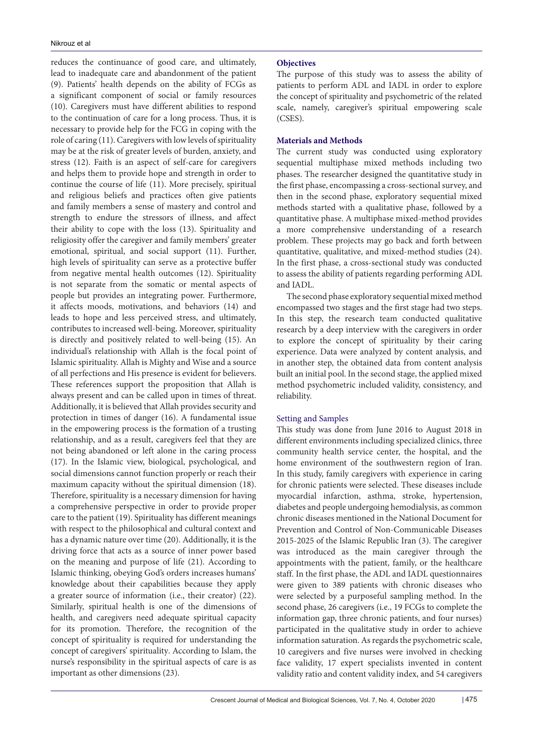reduces the continuance of good care, and ultimately, lead to inadequate care and abandonment of the patient (9). Patients' health depends on the ability of FCGs as a significant component of social or family resources (10). Caregivers must have different abilities to respond to the continuation of care for a long process. Thus, it is necessary to provide help for the FCG in coping with the role of caring (11). Caregivers with low levels of spirituality may be at the risk of greater levels of burden, anxiety, and stress (12). Faith is an aspect of self-care for caregivers and helps them to provide hope and strength in order to continue the course of life (11). More precisely, spiritual and religious beliefs and practices often give patients and family members a sense of mastery and control and strength to endure the stressors of illness, and affect their ability to cope with the loss (13). Spirituality and religiosity offer the caregiver and family members' greater emotional, spiritual, and social support (11). Further, high levels of spirituality can serve as a protective buffer from negative mental health outcomes (12). Spirituality is not separate from the somatic or mental aspects of people but provides an integrating power. Furthermore, it affects moods, motivations, and behaviors (14) and leads to hope and less perceived stress, and ultimately, contributes to increased well-being. Moreover, spirituality is directly and positively related to well-being (15). An individual's relationship with Allah is the focal point of Islamic spirituality. Allah is Mighty and Wise and a source of all perfections and His presence is evident for believers. These references support the proposition that Allah is always present and can be called upon in times of threat. Additionally, it is believed that Allah provides security and protection in times of danger (16). A fundamental issue in the empowering process is the formation of a trusting relationship, and as a result, caregivers feel that they are not being abandoned or left alone in the caring process (17). In the Islamic view, biological, psychological, and social dimensions cannot function properly or reach their maximum capacity without the spiritual dimension (18). Therefore, spirituality is a necessary dimension for having a comprehensive perspective in order to provide proper care to the patient (19). Spirituality has different meanings with respect to the philosophical and cultural context and has a dynamic nature over time (20). Additionally, it is the driving force that acts as a source of inner power based on the meaning and purpose of life (21). According to Islamic thinking, obeying God's orders increases humans' knowledge about their capabilities because they apply a greater source of information (i.e., their creator) (22). Similarly, spiritual health is one of the dimensions of health, and caregivers need adequate spiritual capacity for its promotion. Therefore, the recognition of the concept of spirituality is required for understanding the concept of caregivers' spirituality. According to Islam, the nurse's responsibility in the spiritual aspects of care is as important as other dimensions (23).

## Objectives

The purpose of this study was to assess the ability of patients to perform ADL and IADL in order to explore the concept of spirituality and psychometric of the related scale, namely, caregiver's spiritual empowering scale (CSES).

## Materials and Methods

The current study was conducted using exploratory sequential multiphase mixed methods including two phases. The researcher designed the quantitative study in the first phase, encompassing a cross-sectional survey, and then in the second phase, exploratory sequential mixed methods started with a qualitative phase, followed by a quantitative phase. A multiphase mixed-method provides a more comprehensive understanding of a research problem. These projects may go back and forth between quantitative, qualitative, and mixed-method studies (24). In the first phase, a cross-sectional study was conducted to assess the ability of patients regarding performing ADL and IADL.

The second phase exploratory sequential mixed method encompassed two stages and the first stage had two steps. In this step, the research team conducted qualitative research by a deep interview with the caregivers in order to explore the concept of spirituality by their caring experience. Data were analyzed by content analysis, and in another step, the obtained data from content analysis built an initial pool. In the second stage, the applied mixed method psychometric included validity, consistency, and reliability.

### Setting and Samples

This study was done from June 2016 to August 2018 in different environments including specialized clinics, three community health service center, the hospital, and the home environment of the southwestern region of Iran. In this study, family caregivers with experience in caring for chronic patients were selected. These diseases include myocardial infarction, asthma, stroke, hypertension, diabetes and people undergoing hemodialysis, as common chronic diseases mentioned in the National Document for Prevention and Control of Non-Communicable Diseases 2015-2025 of the Islamic Republic Iran (3). The caregiver was introduced as the main caregiver through the appointments with the patient, family, or the healthcare staff. In the first phase, the ADL and IADL questionnaires were given to 389 patients with chronic diseases who were selected by a purposeful sampling method. In the second phase, 26 caregivers (i.e., 19 FCGs to complete the information gap, three chronic patients, and four nurses) participated in the qualitative study in order to achieve information saturation. As regards the psychometric scale, 10 caregivers and five nurses were involved in checking face validity, 17 expert specialists invented in content validity ratio and content validity index, and 54 caregivers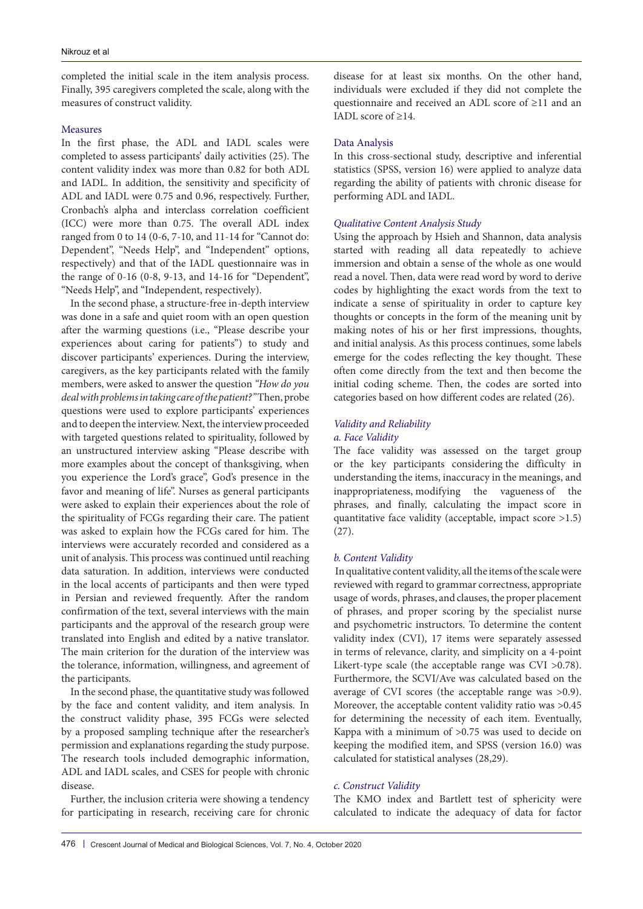completed the initial scale in the item analysis process. Finally, 395 caregivers completed the scale, along with the measures of construct validity.

### Measures

In the first phase, the ADL and IADL scales were completed to assess participants' daily activities (25). The content validity index was more than 0.82 for both ADL and IADL. In addition, the sensitivity and specificity of ADL and IADL were 0.75 and 0.96, respectively. Further, Cronbach's alpha and interclass correlation coefficient (ICC) were more than 0.75. The overall ADL index ranged from 0 to 14 (0-6, 7-10, and 11-14 for "Cannot do: Dependent", "Needs Help", and "Independent" options, respectively) and that of the IADL questionnaire was in the range of 0-16 (0-8, 9-13, and 14-16 for "Dependent", "Needs Help", and "Independent, respectively).

In the second phase, a structure-free in-depth interview was done in a safe and quiet room with an open question after the warming questions (i.e., "Please describe your experiences about caring for patients") to study and discover participants' experiences. During the interview, caregivers, as the key participants related with the family members, were asked to answer the question *"How do you deal with problems in taking care of the patient?"* Then, probe questions were used to explore participants' experiences and to deepen the interview. Next, the interview proceeded with targeted questions related to spirituality, followed by an unstructured interview asking "Please describe with more examples about the concept of thanksgiving, when you experience the Lord's grace", God's presence in the favor and meaning of life". Nurses as general participants were asked to explain their experiences about the role of the spirituality of FCGs regarding their care. The patient was asked to explain how the FCGs cared for him. The interviews were accurately recorded and considered as a unit of analysis. This process was continued until reaching data saturation. In addition, interviews were conducted in the local accents of participants and then were typed in Persian and reviewed frequently. After the random confirmation of the text, several interviews with the main participants and the approval of the research group were translated into English and edited by a native translator. The main criterion for the duration of the interview was the tolerance, information, willingness, and agreement of the participants.

In the second phase, the quantitative study was followed by the face and content validity, and item analysis. In the construct validity phase, 395 FCGs were selected by a proposed sampling technique after the researcher's permission and explanations regarding the study purpose. The research tools included demographic information, ADL and IADL scales, and CSES for people with chronic disease.

Further, the inclusion criteria were showing a tendency for participating in research, receiving care for chronic disease for at least six months. On the other hand, individuals were excluded if they did not complete the questionnaire and received an ADL score of ≥11 and an IADL score of ≥14.

### Data Analysis

In this cross-sectional study, descriptive and inferential statistics (SPSS, version 16) were applied to analyze data regarding the ability of patients with chronic disease for performing ADL and IADL.

#### *Qualitative Content Analysis Study*

Using the approach by Hsieh and Shannon, data analysis started with reading all data repeatedly to achieve immersion and obtain a sense of the whole as one would read a novel. Then, data were read word by word to derive codes by highlighting the exact words from the text to indicate a sense of spirituality in order to capture key thoughts or concepts in the form of the meaning unit by making notes of his or her first impressions, thoughts, and initial analysis. As this process continues, some labels emerge for the codes reflecting the key thought. These often come directly from the text and then become the initial coding scheme. Then, the codes are sorted into categories based on how different codes are related (26).

#### *Validity and Reliability*

##### *a. Face Validity*

The face validity was assessed on the target group or the key participants considering the difficulty in understanding the items, inaccuracy in the meanings, and inappropriateness, modifying the vagueness of the phrases, and finally, calculating the impact score in quantitative face validity (acceptable, impact score >1.5) (27).

##### *b. Content Validity*

In qualitative content validity, all the items of the scale were reviewed with regard to grammar correctness, appropriate usage of words, phrases, and clauses, the proper placement of phrases, and proper scoring by the specialist nurse and psychometric instructors. To determine the content validity index (CVI), 17 items were separately assessed in terms of relevance, clarity, and simplicity on a 4-point Likert-type scale (the acceptable range was CVI >0.78). Furthermore, the SCVI/Ave was calculated based on the average of CVI scores (the acceptable range was >0.9). Moreover, the acceptable content validity ratio was >0.45 for determining the necessity of each item. Eventually, Kappa with a minimum of >0.75 was used to decide on keeping the modified item, and SPSS (version 16.0) was calculated for statistical analyses (28,29).

##### *c. Construct Validity*

The KMO index and Bartlett test of sphericity were calculated to indicate the adequacy of data for factor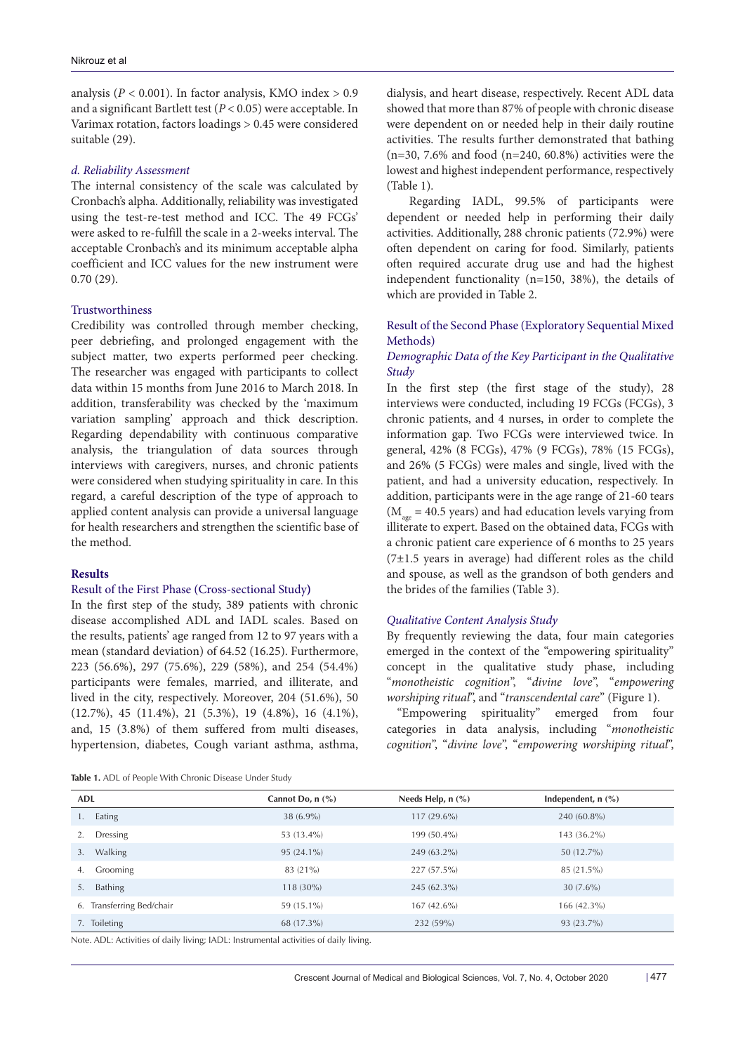analysis ($P < 0.001$). In factor analysis, KMO index > 0.9 and a significant Bartlett test ($P < 0.05$) were acceptable. In Varimax rotation, factors loadings > 0.45 were considered suitable (29).

#### *d. Reliability Assessment*

The internal consistency of the scale was calculated by Cronbach's alpha. Additionally, reliability was investigated using the test-re-test method and ICC. The 49 FCGs' were asked to re-fulfill the scale in a 2-weeks interval. The acceptable Cronbach's and its minimum acceptable alpha coefficient and ICC values for the new instrument were 0.70 (29).

### Trustworthiness

Credibility was controlled through member checking, peer debriefing, and prolonged engagement with the subject matter, two experts performed peer checking. The researcher was engaged with participants to collect data within 15 months from June 2016 to March 2018. In addition, transferability was checked by the 'maximum variation sampling' approach and thick description. Regarding dependability with continuous comparative analysis, the triangulation of data sources through interviews with caregivers, nurses, and chronic patients were considered when studying spirituality in care. In this regard, a careful description of the type of approach to applied content analysis can provide a universal language for health researchers and strengthen the scientific base of the method.

## Results

### Result of the First Phase (Cross-sectional Study)

In the first step of the study, 389 patients with chronic disease accomplished ADL and IADL scales. Based on the results, patients' age ranged from 12 to 97 years with a mean (standard deviation) of 64.52 (16.25). Furthermore, 223 (56.6%), 297 (75.6%), 229 (58%), and 254 (54.4%) participants were females, married, and illiterate, and lived in the city, respectively. Moreover, 204 (51.6%), 50 (12.7%), 45 (11.4%), 21 (5.3%), 19 (4.8%), 16 (4.1%), and, 15 (3.8%) of them suffered from multi diseases, hypertension, diabetes, Cough variant asthma, asthma, dialysis, and heart disease, respectively. Recent ADL data showed that more than 87% of people with chronic disease were dependent on or needed help in their daily routine activities. The results further demonstrated that bathing (n=30, 7.6% and food (n=240, 60.8%) activities were the lowest and highest independent performance, respectively (Table 1).

Regarding IADL, 99.5% of participants were dependent or needed help in performing their daily activities. Additionally, 288 chronic patients (72.9%) were often dependent on caring for food. Similarly, patients often required accurate drug use and had the highest independent functionality (n=150, 38%), the details of which are provided in Table 2.

### Result of the Second Phase (Exploratory Sequential Mixed Methods)

#### *Demographic Data of the Key Participant in the Qualitative Study*

In the first step (the first stage of the study), 28 interviews were conducted, including 19 FCGs (FCGs), 3 chronic patients, and 4 nurses, in order to complete the information gap. Two FCGs were interviewed twice. In general, 42% (8 FCGs), 47% (9 FCGs), 78% (15 FCGs), and 26% (5 FCGs) were males and single, lived with the patient, and had a university education, respectively. In addition, participants were in the age range of 21-60 tears ($M_{age}$ = 40.5 years) and had education levels varying from illiterate to expert. Based on the obtained data, FCGs with a chronic patient care experience of 6 months to 25 years (7±1.5 years in average) had different roles as the child and spouse, as well as the grandson of both genders and the brides of the families (Table 3).

#### *Qualitative Content Analysis Study*

By frequently reviewing the data, four main categories emerged in the context of the "empowering spirituality" concept in the qualitative study phase, including "*monotheistic cognition*", "*divine love*", "*empowering worshiping ritual*", and "*transcendental care*" (Figure 1).

"Empowering spirituality" emerged from four categories in data analysis, including "*monotheistic cognition*", "*divine love*", "*empowering worshiping ritual*",

**Table 1.** ADL of People With Chronic Disease Under Study

| ADL | Cannot Do, n (%) | Needs Help, n (%) | Independent, n (%) |
|---|---|---|---|
| 1. Eating | 38 (6.9%) | 117 (29.6%) | 240 (60.8%) |
| 2. Dressing | 53 (13.4%) | 199 (50.4%) | 143 (36.2%) |
| 3. Walking | 95 (24.1%) | 249 (63.2%) | 50 (12.7%) |
| 4. Grooming | 83 (21%) | 227 (57.5%) | 85 (21.5%) |
| 5. Bathing | 118 (30%) | 245 (62.3%) | 30 (7.6%) |
| 6. Transferring Bed/chair | 59 (15.1%) | 167 (42.6%) | 166 (42.3%) |
| 7. Toileting | 68 (17.3%) | 232 (59%) | 93 (23.7%) |

Note. ADL: Activities of daily living; IADL: Instrumental activities of daily living.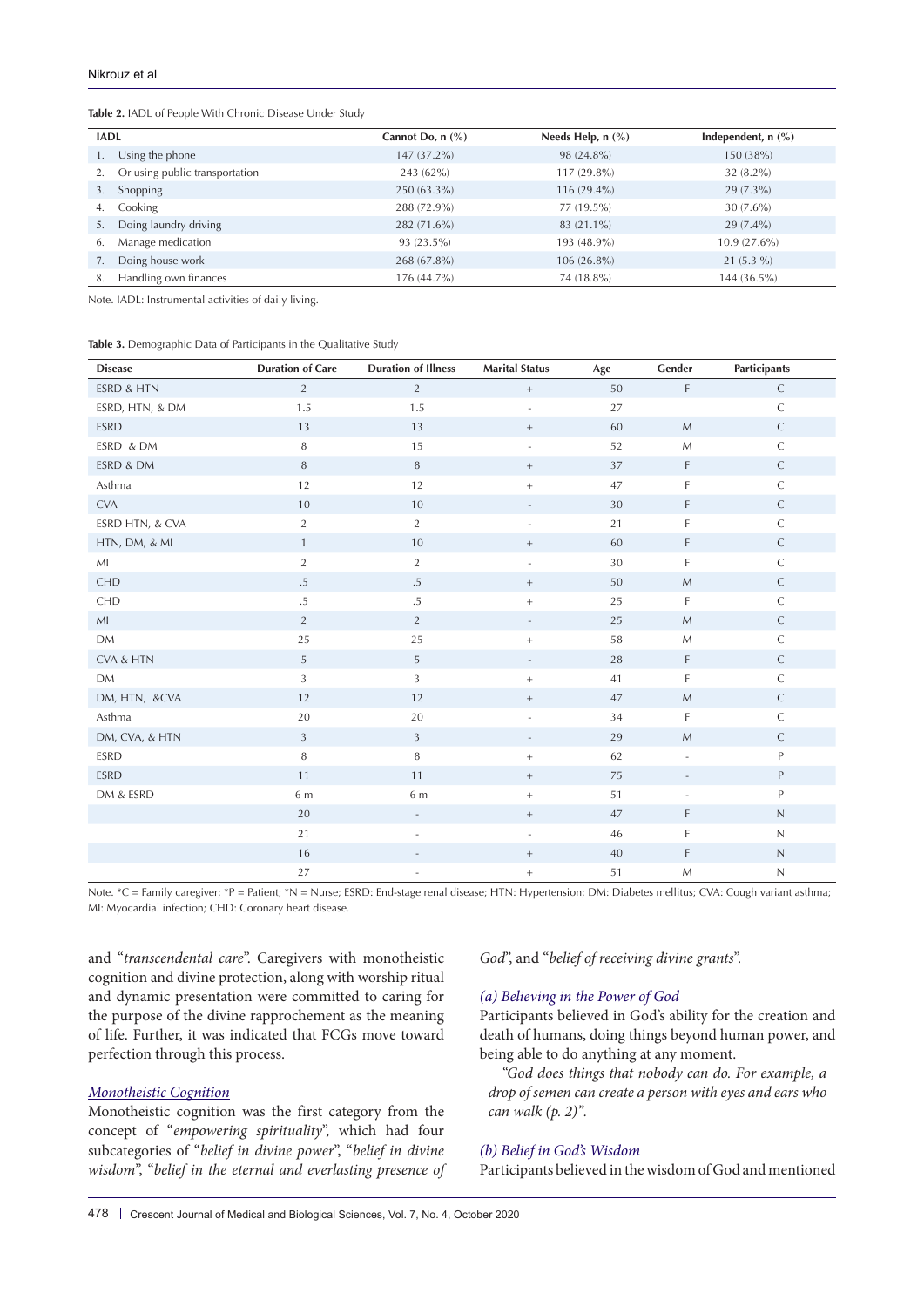**Table 2.** IADL of People With Chronic Disease Under Study

| IADL | Cannot Do, n (%) | Needs Help, n (%) | Independent, n (%) |
|---|---|---|---|
| 1. Using the phone | 147 (37.2%) | 98 (24.8%) | 150 (38%) |
| 2. Or using public transportation | 243 (62%) | 117 (29.8%) | 32 (8.2%) |
| 3. Shopping | 250 (63.3%) | 116 (29.4%) | 29 (7.3%) |
| 4. Cooking | 288 (72.9%) | 77 (19.5%) | 30 (7.6%) |
| 5. Doing laundry driving | 282 (71.6%) | 83 (21.1%) | 29 (7.4%) |
| 6. Manage medication | 93 (23.5%) | 193 (48.9%) | 10.9 (27.6%) |
| 7. Doing house work | 268 (67.8%) | 106 (26.8%) | 21 (5.3 %) |
| 8. Handling own finances | 176 (44.7%) | 74 (18.8%) | 144 (36.5%) |

Note. IADL: Instrumental activities of daily living.

**Table 3.** Demographic Data of Participants in the Qualitative Study

| Disease | Duration of Care | Duration of Illness | Marital Status | Age | Gender | Participants |
|---|---|---|---|---|---|---|
| ESRD & HTN | 2 | 2 | + | 50 | F | C |
| ESRD, HTN, & DM | 1.5 | 1.5 | - | 27 | | C |
| ESRD | 13 | 13 | + | 60 | M | C |
| ESRD & DM | 8 | 15 | - | 52 | M | C |
| ESRD & DM | 8 | 8 | + | 37 | F | C |
| Asthma | 12 | 12 | + | 47 | F | C |
| CVA | 10 | 10 | - | 30 | F | C |
| ESRD HTN, & CVA | 2 | 2 | - | 21 | F | C |
| HTN, DM, & MI | 1 | 10 | + | 60 | F | C |
| MI | 2 | 2 | - | 30 | F | C |
| CHD | .5 | .5 | + | 50 | M | C |
| CHD | .5 | .5 | + | 25 | F | C |
| MI | 2 | 2 | - | 25 | M | C |
| DM | 25 | 25 | + | 58 | M | C |
| CVA & HTN | 5 | 5 | - | 28 | F | C |
| DM | 3 | 3 | + | 41 | F | C |
| DM, HTN, &CVA | 12 | 12 | + | 47 | M | C |
| Asthma | 20 | 20 | - | 34 | F | C |
| DM, CVA, & HTN | 3 | 3 | - | 29 | M | C |
| ESRD | 8 | 8 | + | 62 | - | P |
| ESRD | 11 | 11 | + | 75 | - | P |
| DM & ESRD | 6 m | 6 m | + | 51 | - | P |
| | 20 | - | + | 47 | F | N |
| | 21 | - | - | 46 | F | N |
| | 16 | - | + | 40 | F | N |
| | 27 | - | + | 51 | M | N |

Note. *C = Family caregiver; *P = Patient; *N = Nurse; ESRD: End-stage renal disease; HTN: Hypertension; DM: Diabetes mellitus; CVA: Cough variant asthma; MI: Myocardial infection; CHD: Coronary heart disease.

and "*transcendental care*". Caregivers with monotheistic cognition and divine protection, along with worship ritual and dynamic presentation were committed to caring for the purpose of the divine rapprochement as the meaning of life. Further, it was indicated that FCGs move toward perfection through this process.

#### Monotheistic Cognition

Monotheistic cognition was the first category from the concept of "*empowering spirituality*", which had four subcategories of "*belief in divine power*", "*belief in divine wisdom*", "*belief in the eternal and everlasting presence of God*", and "*belief of receiving divine grants*".

##### (a) Believing in the Power of God

Participants believed in God's ability for the creation and death of humans, doing things beyond human power, and being able to do anything at any moment.

*"God does things that nobody can do. For example, a drop of semen can create a person with eyes and ears who can walk (p. 2)".*

##### (b) Belief in God's Wisdom

Participants believed in the wisdom of God and mentioned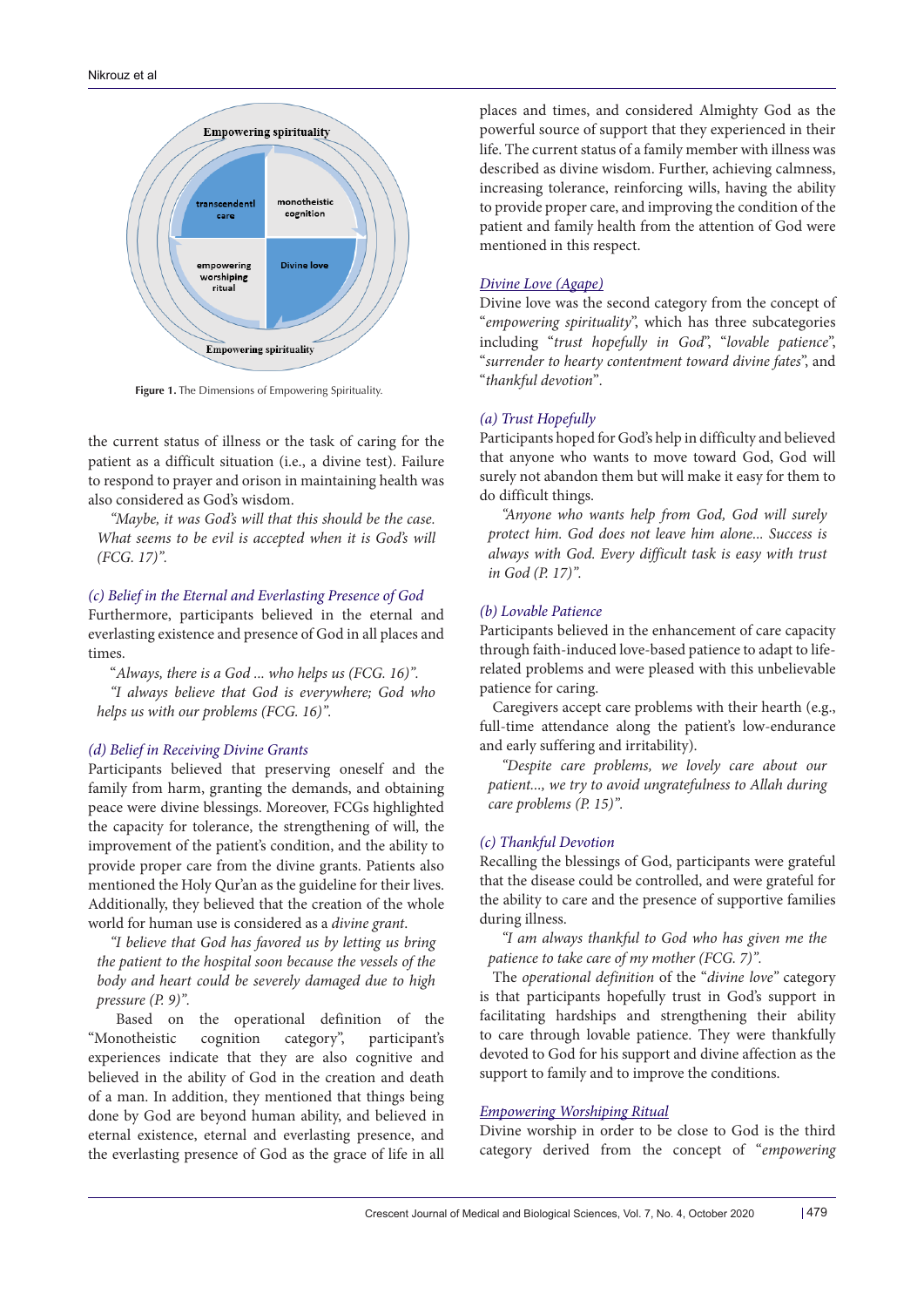Figure 1. The Dimensions of Empowering Spirituality.

the current status of illness or the task of caring for the patient as a difficult situation (i.e., a divine test). Failure to respond to prayer and orison in maintaining health was also considered as God's wisdom.

*"Maybe, it was God's will that this should be the case. What seems to be evil is accepted when it is God's will (FCG. 17)".*

### (c) Belief in the Eternal and Everlasting Presence of God

Furthermore, participants believed in the eternal and everlasting existence and presence of God in all places and times.

*"Always, there is a God ... who helps us (FCG. 16)".*

*"I always believe that God is everywhere; God who helps us with our problems (FCG. 16)".*

### (d) Belief in Receiving Divine Grants

Participants believed that preserving oneself and the family from harm, granting the demands, and obtaining peace were divine blessings. Further, FCGs highlighted the capacity for tolerance, the strengthening of will, the improvement of the patient's condition, and the ability to provide proper care from the divine grants. Patients also mentioned the Holy Qur'an as the guideline for their lives. Additionally, they believed that the creation of the whole world for human use is considered as a *divine grant*.

*"I believe that God has favored us by letting us bring the patient to the hospital soon because the vessels of the body and heart could be severely damaged due to high pressure (P. 9)".*

Based on the operational definition of the "Monotheistic cognition category", participant's experiences indicate that they are also cognitive and believed in the ability of God in the creation and death of a man. In addition, they mentioned that things being done by God are beyond human ability, and believed in eternal existence, eternal and everlasting presence, and the everlasting presence of God as the grace of life in all places and times, and considered Almighty God as the powerful source of support that they experienced in their life. The current status of a family member with illness was described as divine wisdom. Further, achieving calmness, increasing tolerance, reinforcing wills, having the ability to provide proper care, and improving the condition of the patient and family health from the attention of God were mentioned in this respect.

## Divine Love (Agape)

Divine love was the second category from the concept of "*empowering spirituality*", which has three subcategories including "*trust hopefully in God*", "*lovable patience*", "*surrender to hearty contentment toward divine fates*", and "*thankful devotion*".

### (a) Trust Hopefully

Participants hoped for God's help in difficulty and believed that anyone who wants to move toward God, God will surely not abandon them but will make it easy for them to do difficult things.

*"Anyone who wants help from God, God will surely protect him. God does not leave him alone... Success is always with God. Every difficult task is easy with trust in God (P. 17)".*

### (b) Lovable Patience

Participants believed in the enhancement of care capacity through faith-induced love-based patience to adapt to life-related problems and were pleased with this unbelievable patience for caring.

Caregivers accept care problems with their hearth (e.g., full-time attendance along the patient's low-endurance and early suffering and irritability).

*"Despite care problems, we lovely care about our patient..., we try to avoid ungratefulness to Allah during care problems (P. 15)".*

### (c) Thankful Devotion

Recalling the blessings of God, participants were grateful that the disease could be controlled, and were grateful for the ability to care and the presence of supportive families during illness.

*"I am always thankful to God who has given me the patience to take care of my mother (FCG. 7)".*

The *operational definition* of the "*divine love*" category is that participants hopefully trust in God's support in facilitating hardships and strengthening their ability to care through lovable patience. They were thankfully devoted to God for his support and divine affection as the support to family and to improve the conditions.

## Empowering Worshiping Ritual

Divine worship in order to be close to God is the third category derived from the concept of "*empowering*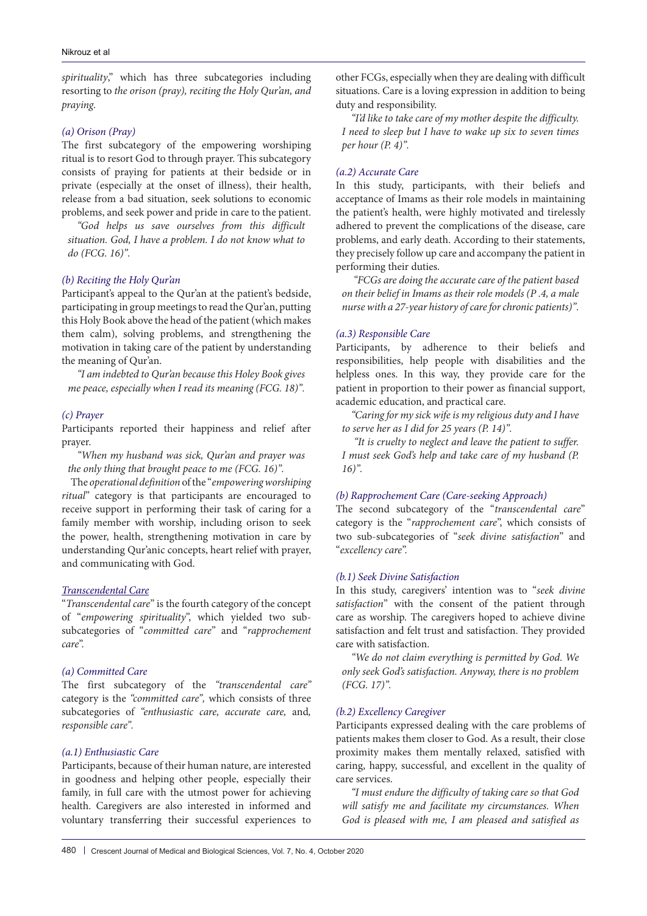*spirituality*," which has three subcategories including resorting to *the orison (pray), reciting the Holy Qur'an, and praying.*

*(a) Orison (Pray)*

The first subcategory of the empowering worshiping ritual is to resort God to through prayer. This subcategory consists of praying for patients at their bedside or in private (especially at the onset of illness), their health, release from a bad situation, seek solutions to economic problems, and seek power and pride in care to the patient.

*"God helps us save ourselves from this difficult situation. God, I have a problem. I do not know what to do (FCG. 16)".*

*(b) Reciting the Holy Qur'an*

Participant's appeal to the Qur'an at the patient's bedside, participating in group meetings to read the Qur'an, putting this Holy Book above the head of the patient (which makes them calm), solving problems, and strengthening the motivation in taking care of the patient by understanding the meaning of Qur'an.

*"I am indebted to Qur'an because this Holey Book gives me peace, especially when I read its meaning (FCG. 18)".*

*(c) Prayer*

Participants reported their happiness and relief after prayer.

*"When my husband was sick, Qur'an and prayer was the only thing that brought peace to me (FCG. 16)".*

The *operational definition* of the "*empowering worshiping ritual*" category is that participants are encouraged to receive support in performing their task of caring for a family member with worship, including orison to seek the power, health, strengthening motivation in care by understanding Qur'anic concepts, heart relief with prayer, and communicating with God.

*Transcendental Care*

"*Transcendental care*" is the fourth category of the concept of "*empowering spirituality*", which yielded two sub-subcategories of "*committed care*" and "*rapprochement care*".

*(a) Committed Care*

The first subcategory of the *"transcendental care"* category is the *"committed care",* which consists of three subcategories of *"enthusiastic care, accurate care,* and*, responsible care".*

*(a.1) Enthusiastic Care*

Participants, because of their human nature, are interested in goodness and helping other people, especially their family, in full care with the utmost power for achieving health. Caregivers are also interested in informed and voluntary transferring their successful experiences to other FCGs, especially when they are dealing with difficult situations. Care is a loving expression in addition to being duty and responsibility.

*"I'd like to take care of my mother despite the difficulty. I need to sleep but I have to wake up six to seven times per hour (P. 4)".*

*(a.2) Accurate Care*

In this study, participants, with their beliefs and acceptance of Imams as their role models in maintaining the patient's health, were highly motivated and tirelessly adhered to prevent the complications of the disease, care problems, and early death. According to their statements, they precisely follow up care and accompany the patient in performing their duties.

*"FCGs are doing the accurate care of the patient based on their belief in Imams as their role models (P .4, a male nurse with a 27-year history of care for chronic patients)".*

*(a.3) Responsible Care*

Participants, by adherence to their beliefs and responsibilities, help people with disabilities and the helpless ones. In this way, they provide care for the patient in proportion to their power as financial support, academic education, and practical care.

*"Caring for my sick wife is my religious duty and I have to serve her as I did for 25 years (P. 14)".*

*"It is cruelty to neglect and leave the patient to suffer. I must seek God's help and take care of my husband (P. 16)".*

*(b) Rapprochement Care (Care-seeking Approach)*

The second subcategory of the "*transcendental care*" category is the "*rapprochement care*", which consists of two sub-subcategories of "*seek divine satisfaction*" and "*excellency care*".

*(b.1) Seek Divine Satisfaction*

In this study, caregivers' intention was to "*seek divine satisfaction*" with the consent of the patient through care as worship. The caregivers hoped to achieve divine satisfaction and felt trust and satisfaction. They provided care with satisfaction.

*"We do not claim everything is permitted by God. We only seek God's satisfaction. Anyway, there is no problem (FCG. 17)".*

*(b.2) Excellency Caregiver*

Participants expressed dealing with the care problems of patients makes them closer to God. As a result, their close proximity makes them mentally relaxed, satisfied with caring, happy, successful, and excellent in the quality of care services.

*"I must endure the difficulty of taking care so that God will satisfy me and facilitate my circumstances. When God is pleased with me, I am pleased and satisfied as*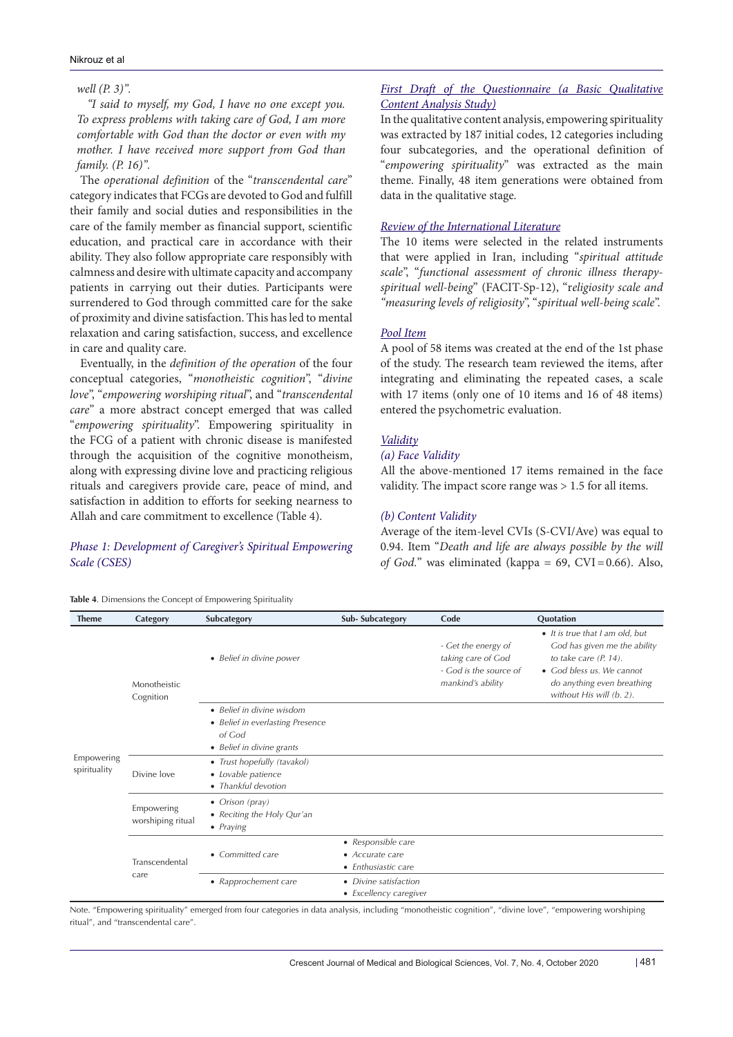*well (P. 3)".*

*"I said to myself, my God, I have no one except you. To express problems with taking care of God, I am more comfortable with God than the doctor or even with my mother. I have received more support from God than family. (P. 16)".*

The *operational definition* of the "*transcendental care*" category indicates that FCGs are devoted to God and fulfill their family and social duties and responsibilities in the care of the family member as financial support, scientific education, and practical care in accordance with their ability. They also follow appropriate care responsibly with calmness and desire with ultimate capacity and accompany patients in carrying out their duties. Participants were surrendered to God through committed care for the sake of proximity and divine satisfaction. This has led to mental relaxation and caring satisfaction, success, and excellence in care and quality care.

Eventually, in the *definition of the operation* of the four conceptual categories, "*monotheistic cognition*", "*divine love*", "*empowering worshiping ritual*", and "*transcendental care*" a more abstract concept emerged that was called "*empowering spirituality*". Empowering spirituality in the FCG of a patient with chronic disease is manifested through the acquisition of the cognitive monotheism, along with expressing divine love and practicing religious rituals and caregivers provide care, peace of mind, and satisfaction in addition to efforts for seeking nearness to Allah and care commitment to excellence (Table 4).

### *Phase 1: Development of Caregiver's Spiritual Empowering Scale (CSES)*

#### *First Draft of the Questionnaire (a Basic Qualitative Content Analysis Study)*

In the qualitative content analysis, empowering spirituality was extracted by 187 initial codes, 12 categories including four subcategories, and the operational definition of "*empowering spirituality*" was extracted as the main theme. Finally, 48 item generations were obtained from data in the qualitative stage.

#### *Review of the International Literature*

The 10 items were selected in the related instruments that were applied in Iran, including "*spiritual attitude scale*", "*functional assessment of chronic illness therapy-spiritual well-being*" (FACIT-Sp-12), "*religiosity scale and "measuring levels of religiosity*", "*spiritual well-being scale*".

#### *Pool Item*

A pool of 58 items was created at the end of the 1st phase of the study. The research team reviewed the items, after integrating and eliminating the repeated cases, a scale with 17 items (only one of 10 items and 16 of 48 items) entered the psychometric evaluation.

#### *Validity*

##### *(a) Face Validity*

All the above-mentioned 17 items remained in the face validity. The impact score range was > 1.5 for all items.

##### *(b) Content Validity*

Average of the item-level CVIs (S-CVI/Ave) was equal to 0.94. Item "*Death and life are always possible by the will of God.*" was eliminated (kappa = 69, CVI = 0.66). Also,

**Table 4**. Dimensions the Concept of Empowering Spirituality

| Theme | Category | Subcategory | Sub- Subcategory | Code | Quotation |
|---|---|---|---|---|---|
| Empowering spirituality | Monotheistic Cognition | • *Belief in divine power* | | *- Get the energy of taking care of God*<br>*- God is the source of mankind's ability* | • *It is true that I am old, but God has given me the ability to take care (P. 14).*<br>• *God bless us. We cannot do anything even breathing without His will (b. 2).* |
| | | • *Belief in divine wisdom*<br>• *Belief in everlasting Presence of God*<br>• *Belief in divine grants* | | | |
| | Divine love | • *Trust hopefully (tavakol)*<br>• *Lovable patience*<br>• *Thankful devotion* | | | |
| | Empowering worshiping ritual | • *Orison (pray)*<br>• *Reciting the Holy Qur'an*<br>• *Praying* | | | |
| | Transcendental care | • *Committed care* | • *Responsible care*<br>• *Accurate care*<br>• *Enthusiastic care* | | |
| | | • *Rapprochement care* | • *Divine satisfaction*<br>• *Excellency caregiver* | | |

Note. "Empowering spirituality" emerged from four categories in data analysis, including "monotheistic cognition", "divine love", "empowering worshiping ritual", and "transcendental care".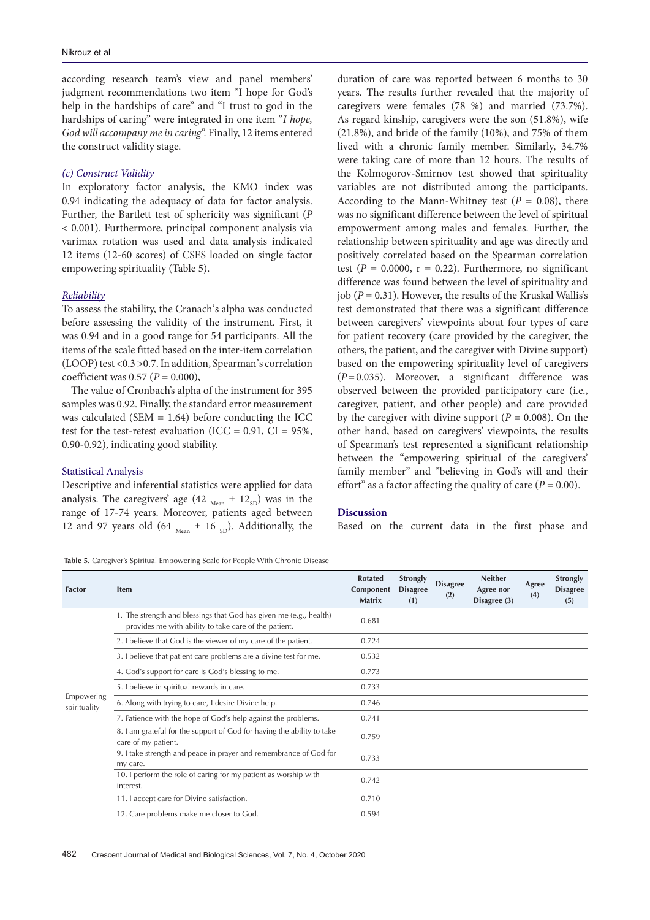according research team's view and panel members' judgment recommendations two item "I hope for God's help in the hardships of care" and "I trust to god in the hardships of caring" were integrated in one item "*I hope, God will accompany me in caring*". Finally, 12 items entered the construct validity stage.

### *(c) Construct Validity*

In exploratory factor analysis, the KMO index was 0.94 indicating the adequacy of data for factor analysis. Further, the Bartlett test of sphericity was significant ($P < 0.001$). Furthermore, principal component analysis via varimax rotation was used and data analysis indicated 12 items (12-60 scores) of CSES loaded on single factor empowering spirituality (Table 5).

### *Reliability*

To assess the stability, the Cranach's alpha was conducted before assessing the validity of the instrument. First, it was 0.94 and in a good range for 54 participants. All the items of the scale fitted based on the inter-item correlation (LOOP) test <0.3 >0.7. In addition, Spearman's correlation coefficient was 0.57 ($P = 0.000$),

The value of Cronbach's alpha of the instrument for 395 samples was 0.92. Finally, the standard error measurement was calculated (SEM = 1.64) before conducting the ICC test for the test-retest evaluation (ICC = 0.91, CI = 95%, 0.90-0.92), indicating good stability.

### Statistical Analysis

Descriptive and inferential statistics were applied for data analysis. The caregivers' age ($42_{\text{Mean}} \pm 12_{\text{SD}}$) was in the range of 17-74 years. Moreover, patients aged between 12 and 97 years old ($64_{\text{Mean}} \pm 16_{\text{SD}}$). Additionally, the duration of care was reported between 6 months to 30 years. The results further revealed that the majority of caregivers were females (78 %) and married (73.7%). As regard kinship, caregivers were the son (51.8%), wife (21.8%), and bride of the family (10%), and 75% of them lived with a chronic family member. Similarly, 34.7% were taking care of more than 12 hours. The results of the Kolmogorov-Smirnov test showed that spirituality variables are not distributed among the participants. According to the Mann-Whitney test ($P = 0.08$), there was no significant difference between the level of spiritual empowerment among males and females. Further, the relationship between spirituality and age was directly and positively correlated based on the Spearman correlation test ($P = 0.0000$, $r = 0.22$). Furthermore, no significant difference was found between the level of spirituality and job ($P = 0.31$). However, the results of the Kruskal Wallis's test demonstrated that there was a significant difference between caregivers' viewpoints about four types of care for patient recovery (care provided by the caregiver, the others, the patient, and the caregiver with Divine support) based on the empowering spirituality level of caregivers ($P = 0.035$). Moreover, a significant difference was observed between the provided participatory care (i.e., caregiver, patient, and other people) and care provided by the caregiver with divine support ($P = 0.008$). On the other hand, based on caregivers' viewpoints, the results of Spearman's test represented a significant relationship between the "empowering spiritual of the caregivers' family member" and "believing in God's will and their effort" as a factor affecting the quality of care ($P = 0.00$).

## Discussion

Based on the current data in the first phase and

**Table 5.** Caregiver's Spiritual Empowering Scale for People With Chronic Disease

| Factor | Item | Rotated Component Matrix | Strongly Disagree (1) | Disagree (2) | Neither Agree nor Disagree (3) | Agree (4) | Strongly Disagree (5) |
|---|---|---|---|---|---|---|---|
| Empowering spirituality | 1. The strength and blessings that God has given me (e.g., health) provides me with ability to take care of the patient. | 0.681 | | | | | |
| | 2. I believe that God is the viewer of my care of the patient. | 0.724 | | | | | |
| | 3. I believe that patient care problems are a divine test for me. | 0.532 | | | | | |
| | 4. God's support for care is God's blessing to me. | 0.773 | | | | | |
| | 5. I believe in spiritual rewards in care. | 0.733 | | | | | |
| | 6. Along with trying to care, I desire Divine help. | 0.746 | | | | | |
| | 7. Patience with the hope of God's help against the problems. | 0.741 | | | | | |
| | 8. I am grateful for the support of God for having the ability to take care of my patient. | 0.759 | | | | | |
| | 9. I take strength and peace in prayer and remembrance of God for my care. | 0.733 | | | | | |
| | 10. I perform the role of caring for my patient as worship with interest. | 0.742 | | | | | |
| | 11. I accept care for Divine satisfaction. | 0.710 | | | | | |
| | 12. Care problems make me closer to God. | 0.594 | | | | | |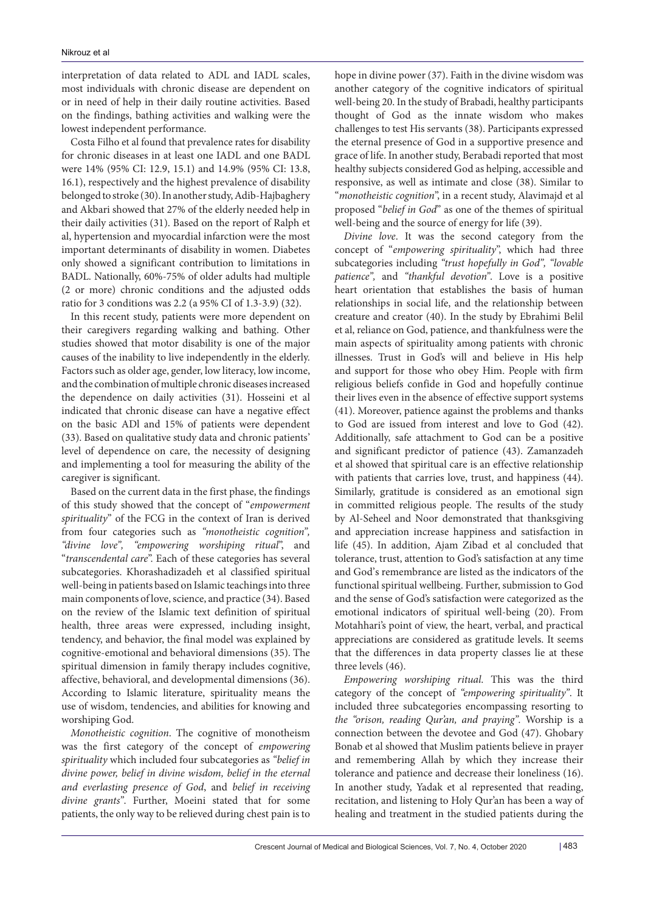interpretation of data related to ADL and IADL scales, most individuals with chronic disease are dependent on or in need of help in their daily routine activities. Based on the findings, bathing activities and walking were the lowest independent performance.

Costa Filho et al found that prevalence rates for disability for chronic diseases in at least one IADL and one BADL were 14% (95% CI: 12.9, 15.1) and 14.9% (95% CI: 13.8, 16.1), respectively and the highest prevalence of disability belonged to stroke (30). In another study, Adib-Hajbaghery and Akbari showed that 27% of the elderly needed help in their daily activities (31). Based on the report of Ralph et al, hypertension and myocardial infarction were the most important determinants of disability in women. Diabetes only showed a significant contribution to limitations in BADL. Nationally, 60%-75% of older adults had multiple (2 or more) chronic conditions and the adjusted odds ratio for 3 conditions was 2.2 (a 95% CI of 1.3-3.9) (32).

In this recent study, patients were more dependent on their caregivers regarding walking and bathing. Other studies showed that motor disability is one of the major causes of the inability to live independently in the elderly. Factors such as older age, gender, low literacy, low income, and the combination of multiple chronic diseases increased the dependence on daily activities (31). Hosseini et al indicated that chronic disease can have a negative effect on the basic ADl and 15% of patients were dependent (33). Based on qualitative study data and chronic patients' level of dependence on care, the necessity of designing and implementing a tool for measuring the ability of the caregiver is significant.

Based on the current data in the first phase, the findings of this study showed that the concept of "*empowerment spirituality*" of the FCG in the context of Iran is derived from four categories such as *"monotheistic cognition", "divine love", "empowering worshiping ritual"*, and "*transcendental care*". Each of these categories has several subcategories. Khorashadizadeh et al classified spiritual well-being in patients based on Islamic teachings into three main components of love, science, and practice (34). Based on the review of the Islamic text definition of spiritual health, three areas were expressed, including insight, tendency, and behavior, the final model was explained by cognitive-emotional and behavioral dimensions (35). The spiritual dimension in family therapy includes cognitive, affective, behavioral, and developmental dimensions (36). According to Islamic literature, spirituality means the use of wisdom, tendencies, and abilities for knowing and worshiping God.

*Monotheistic cognition*. The cognitive of monotheism was the first category of the concept of *empowering spirituality* which included four subcategories as *"belief in divine power, belief in divine wisdom, belief in the eternal and everlasting presence of God*, and *belief in receiving divine grants"*. Further, Moeini stated that for some patients, the only way to be relieved during chest pain is to hope in divine power (37). Faith in the divine wisdom was another category of the cognitive indicators of spiritual well-being 20. In the study of Brabadi, healthy participants thought of God as the innate wisdom who makes challenges to test His servants (38). Participants expressed the eternal presence of God in a supportive presence and grace of life. In another study, Berabadi reported that most healthy subjects considered God as helping, accessible and responsive, as well as intimate and close (38). Similar to "*monotheistic cognition*", in a recent study, Alavimajd et al proposed "*belief in God*" as one of the themes of spiritual well-being and the source of energy for life (39).

*Divine love*. It was the second category from the concept of "*empowering spirituality*", which had three subcategories including *"trust hopefully in God", "lovable patience",* and *"thankful devotion"*. Love is a positive heart orientation that establishes the basis of human relationships in social life, and the relationship between creature and creator (40). In the study by Ebrahimi Belil et al, reliance on God, patience, and thankfulness were the main aspects of spirituality among patients with chronic illnesses. Trust in God's will and believe in His help and support for those who obey Him. People with firm religious beliefs confide in God and hopefully continue their lives even in the absence of effective support systems (41). Moreover, patience against the problems and thanks to God are issued from interest and love to God (42). Additionally, safe attachment to God can be a positive and significant predictor of patience (43). Zamanzadeh et al showed that spiritual care is an effective relationship with patients that carries love, trust, and happiness (44). Similarly, gratitude is considered as an emotional sign in committed religious people. The results of the study by Al-Seheel and Noor demonstrated that thanksgiving and appreciation increase happiness and satisfaction in life (45). In addition, Ajam Zibad et al concluded that tolerance, trust, attention to God's satisfaction at any time and God's remembrance are listed as the indicators of the functional spiritual wellbeing. Further, submission to God and the sense of God's satisfaction were categorized as the emotional indicators of spiritual well-being (20). From Motahhari's point of view, the heart, verbal, and practical appreciations are considered as gratitude levels. It seems that the differences in data property classes lie at these three levels (46).

*Empowering worshiping ritual.* This was the third category of the concept of *"empowering spirituality"*. It included three subcategories encompassing resorting to *the "orison, reading Qur'an, and praying"*. Worship is a connection between the devotee and God (47). Ghobary Bonab et al showed that Muslim patients believe in prayer and remembering Allah by which they increase their tolerance and patience and decrease their loneliness (16). In another study, Yadak et al represented that reading, recitation, and listening to Holy Qur'an has been a way of healing and treatment in the studied patients during the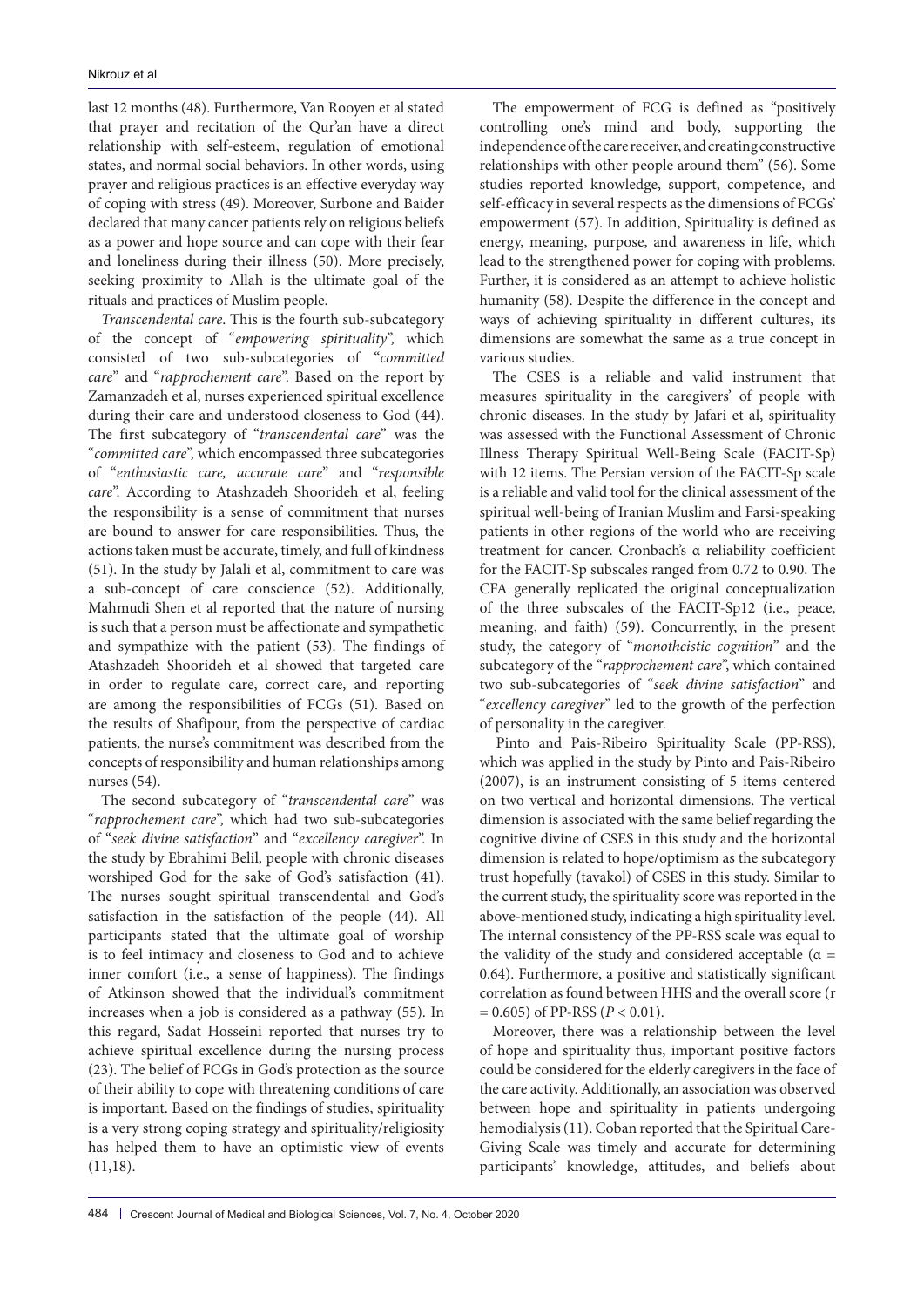last 12 months (48). Furthermore, Van Rooyen et al stated that prayer and recitation of the Qur'an have a direct relationship with self-esteem, regulation of emotional states, and normal social behaviors. In other words, using prayer and religious practices is an effective everyday way of coping with stress (49). Moreover, Surbone and Baider declared that many cancer patients rely on religious beliefs as a power and hope source and can cope with their fear and loneliness during their illness (50). More precisely, seeking proximity to Allah is the ultimate goal of the rituals and practices of Muslim people.

*Transcendental care*. This is the fourth sub-subcategory of the concept of "*empowering spirituality*", which consisted of two sub-subcategories of "*committed care*" and "*rapprochement care*". Based on the report by Zamanzadeh et al, nurses experienced spiritual excellence during their care and understood closeness to God (44). The first subcategory of "*transcendental care*" was the "*committed care*", which encompassed three subcategories of "*enthusiastic care, accurate care*" and "*responsible care*". According to Atashzadeh Shoorideh et al, feeling the responsibility is a sense of commitment that nurses are bound to answer for care responsibilities. Thus, the actions taken must be accurate, timely, and full of kindness (51). In the study by Jalali et al, commitment to care was a sub-concept of care conscience (52). Additionally, Mahmudi Shen et al reported that the nature of nursing is such that a person must be affectionate and sympathetic and sympathize with the patient (53). The findings of Atashzadeh Shoorideh et al showed that targeted care in order to regulate care, correct care, and reporting are among the responsibilities of FCGs (51). Based on the results of Shafipour, from the perspective of cardiac patients, the nurse's commitment was described from the concepts of responsibility and human relationships among nurses (54).

The second subcategory of "*transcendental care*" was "*rapprochement care*", which had two sub-subcategories of "*seek divine satisfaction*" and "*excellency caregiver*". In the study by Ebrahimi Belil, people with chronic diseases worshiped God for the sake of God's satisfaction (41). The nurses sought spiritual transcendental and God's satisfaction in the satisfaction of the people (44). All participants stated that the ultimate goal of worship is to feel intimacy and closeness to God and to achieve inner comfort (i.e., a sense of happiness). The findings of Atkinson showed that the individual's commitment increases when a job is considered as a pathway (55). In this regard, Sadat Hosseini reported that nurses try to achieve spiritual excellence during the nursing process (23). The belief of FCGs in God's protection as the source of their ability to cope with threatening conditions of care is important. Based on the findings of studies, spirituality is a very strong coping strategy and spirituality/religiosity has helped them to have an optimistic view of events (11,18).

The empowerment of FCG is defined as "positively controlling one's mind and body, supporting the independence of the care receiver, and creating constructive relationships with other people around them" (56). Some studies reported knowledge, support, competence, and self-efficacy in several respects as the dimensions of FCGs' empowerment (57). In addition, Spirituality is defined as energy, meaning, purpose, and awareness in life, which lead to the strengthened power for coping with problems. Further, it is considered as an attempt to achieve holistic humanity (58). Despite the difference in the concept and ways of achieving spirituality in different cultures, its dimensions are somewhat the same as a true concept in various studies.

The CSES is a reliable and valid instrument that measures spirituality in the caregivers' of people with chronic diseases. In the study by Jafari et al, spirituality was assessed with the Functional Assessment of Chronic Illness Therapy Spiritual Well-Being Scale (FACIT-Sp) with 12 items. The Persian version of the FACIT-Sp scale is a reliable and valid tool for the clinical assessment of the spiritual well-being of Iranian Muslim and Farsi-speaking patients in other regions of the world who are receiving treatment for cancer. Cronbach's α reliability coefficient for the FACIT-Sp subscales ranged from 0.72 to 0.90. The CFA generally replicated the original conceptualization of the three subscales of the FACIT-Sp12 (i.e., peace, meaning, and faith) (59). Concurrently, in the present study, the category of "*monotheistic cognition*" and the subcategory of the "*rapprochement care*", which contained two sub-subcategories of "*seek divine satisfaction*" and "*excellency caregiver*" led to the growth of the perfection of personality in the caregiver.

Pinto and Pais-Ribeiro Spirituality Scale (PP-RSS), which was applied in the study by Pinto and Pais-Ribeiro (2007), is an instrument consisting of 5 items centered on two vertical and horizontal dimensions. The vertical dimension is associated with the same belief regarding the cognitive divine of CSES in this study and the horizontal dimension is related to hope/optimism as the subcategory trust hopefully (tavakol) of CSES in this study. Similar to the current study, the spirituality score was reported in the above-mentioned study, indicating a high spirituality level. The internal consistency of the PP-RSS scale was equal to the validity of the study and considered acceptable ($\alpha$ = 0.64). Furthermore, a positive and statistically significant correlation as found between HHS and the overall score ($r$ = 0.605) of PP-RSS ($P$ < 0.01).

Moreover, there was a relationship between the level of hope and spirituality thus, important positive factors could be considered for the elderly caregivers in the face of the care activity. Additionally, an association was observed between hope and spirituality in patients undergoing hemodialysis (11). Coban reported that the Spiritual Care-Giving Scale was timely and accurate for determining participants' knowledge, attitudes, and beliefs about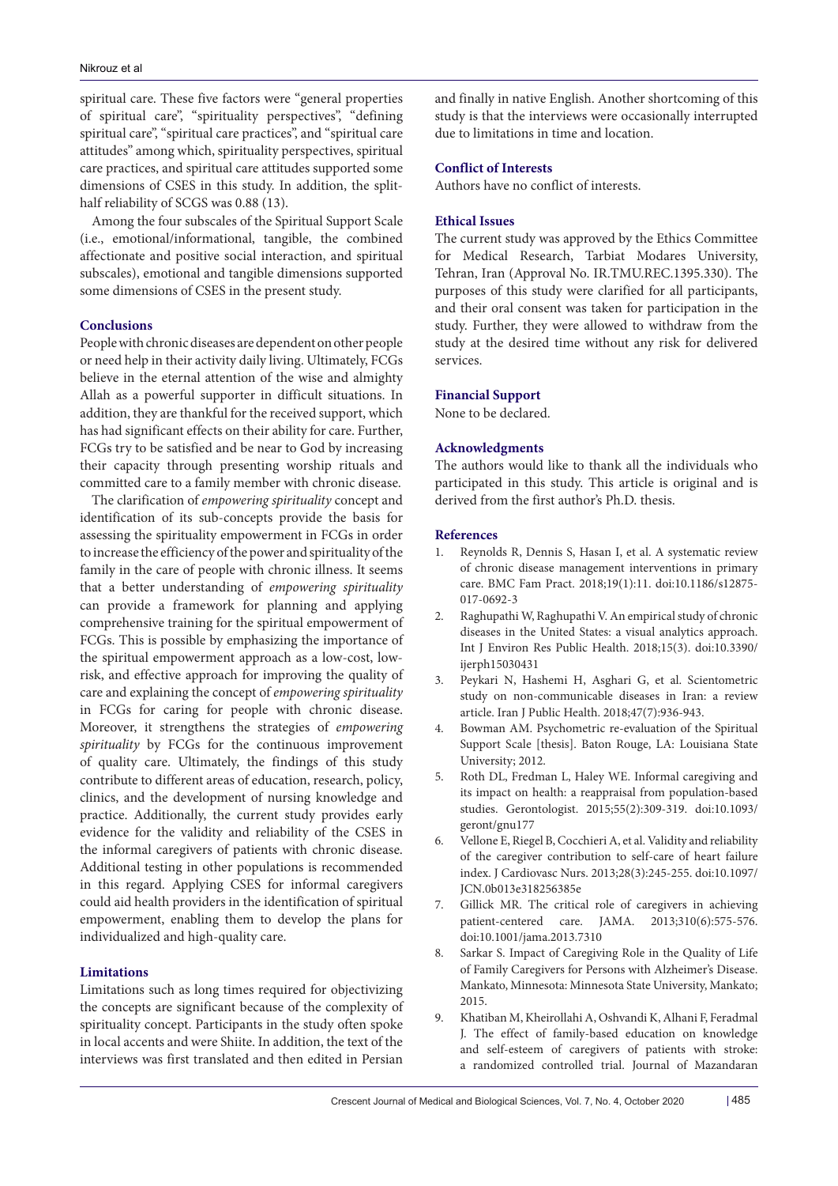spiritual care. These five factors were "general properties of spiritual care", "spirituality perspectives", "defining spiritual care", "spiritual care practices", and "spiritual care attitudes" among which, spirituality perspectives, spiritual care practices, and spiritual care attitudes supported some dimensions of CSES in this study. In addition, the split-half reliability of SCGS was 0.88 (13).

Among the four subscales of the Spiritual Support Scale (i.e., emotional/informational, tangible, the combined affectionate and positive social interaction, and spiritual subscales), emotional and tangible dimensions supported some dimensions of CSES in the present study.

## Conclusions

People with chronic diseases are dependent on other people or need help in their activity daily living. Ultimately, FCGs believe in the eternal attention of the wise and almighty Allah as a powerful supporter in difficult situations. In addition, they are thankful for the received support, which has had significant effects on their ability for care. Further, FCGs try to be satisfied and be near to God by increasing their capacity through presenting worship rituals and committed care to a family member with chronic disease.

The clarification of *empowering spirituality* concept and identification of its sub-concepts provide the basis for assessing the spirituality empowerment in FCGs in order to increase the efficiency of the power and spirituality of the family in the care of people with chronic illness. It seems that a better understanding of *empowering spirituality* can provide a framework for planning and applying comprehensive training for the spiritual empowerment of FCGs. This is possible by emphasizing the importance of the spiritual empowerment approach as a low-cost, low-risk, and effective approach for improving the quality of care and explaining the concept of *empowering spirituality* in FCGs for caring for people with chronic disease. Moreover, it strengthens the strategies of *empowering spirituality* by FCGs for the continuous improvement of quality care. Ultimately, the findings of this study contribute to different areas of education, research, policy, clinics, and the development of nursing knowledge and practice. Additionally, the current study provides early evidence for the validity and reliability of the CSES in the informal caregivers of patients with chronic disease. Additional testing in other populations is recommended in this regard. Applying CSES for informal caregivers could aid health providers in the identification of spiritual empowerment, enabling them to develop the plans for individualized and high-quality care.

## Limitations

Limitations such as long times required for objectivizing the concepts are significant because of the complexity of spirituality concept. Participants in the study often spoke in local accents and were Shiite. In addition, the text of the interviews was first translated and then edited in Persian and finally in native English. Another shortcoming of this study is that the interviews were occasionally interrupted due to limitations in time and location.

## Conflict of Interests

Authors have no conflict of interests.

## Ethical Issues

The current study was approved by the Ethics Committee for Medical Research, Tarbiat Modares University, Tehran, Iran (Approval No. IR.TMU.REC.1395.330). The purposes of this study were clarified for all participants, and their oral consent was taken for participation in the study. Further, they were allowed to withdraw from the study at the desired time without any risk for delivered services.

## Financial Support

None to be declared.

## Acknowledgments

The authors would like to thank all the individuals who participated in this study. This article is original and is derived from the first author's Ph.D. thesis.

## References

1. Reynolds R, Dennis S, Hasan I, et al. A systematic review of chronic disease management interventions in primary care. BMC Fam Pract. 2018;19(1):11. doi:10.1186/s12875-017-0692-3
2. Raghupathi W, Raghupathi V. An empirical study of chronic diseases in the United States: a visual analytics approach. Int J Environ Res Public Health. 2018;15(3). doi:10.3390/ijerph15030431
3. Peykari N, Hashemi H, Asghari G, et al. Scientometric study on non-communicable diseases in Iran: a review article. Iran J Public Health. 2018;47(7):936-943.
4. Bowman AM. Psychometric re-evaluation of the Spiritual Support Scale [thesis]. Baton Rouge, LA: Louisiana State University; 2012.
5. Roth DL, Fredman L, Haley WE. Informal caregiving and its impact on health: a reappraisal from population-based studies. Gerontologist. 2015;55(2):309-319. doi:10.1093/geront/gnu177
6. Vellone E, Riegel B, Cocchieri A, et al. Validity and reliability of the caregiver contribution to self-care of heart failure index. J Cardiovasc Nurs. 2013;28(3):245-255. doi:10.1097/JCN.0b013e318256385e
7. Gillick MR. The critical role of caregivers in achieving patient-centered care. JAMA. 2013;310(6):575-576. doi:10.1001/jama.2013.7310
8. Sarkar S. Impact of Caregiving Role in the Quality of Life of Family Caregivers for Persons with Alzheimer's Disease. Mankato, Minnesota: Minnesota State University, Mankato; 2015.
9. Khatiban M, Kheirollahi A, Oshvandi K, Alhani F, Feradmal J. The effect of family-based education on knowledge and self-esteem of caregivers of patients with stroke: a randomized controlled trial. Journal of Mazandaran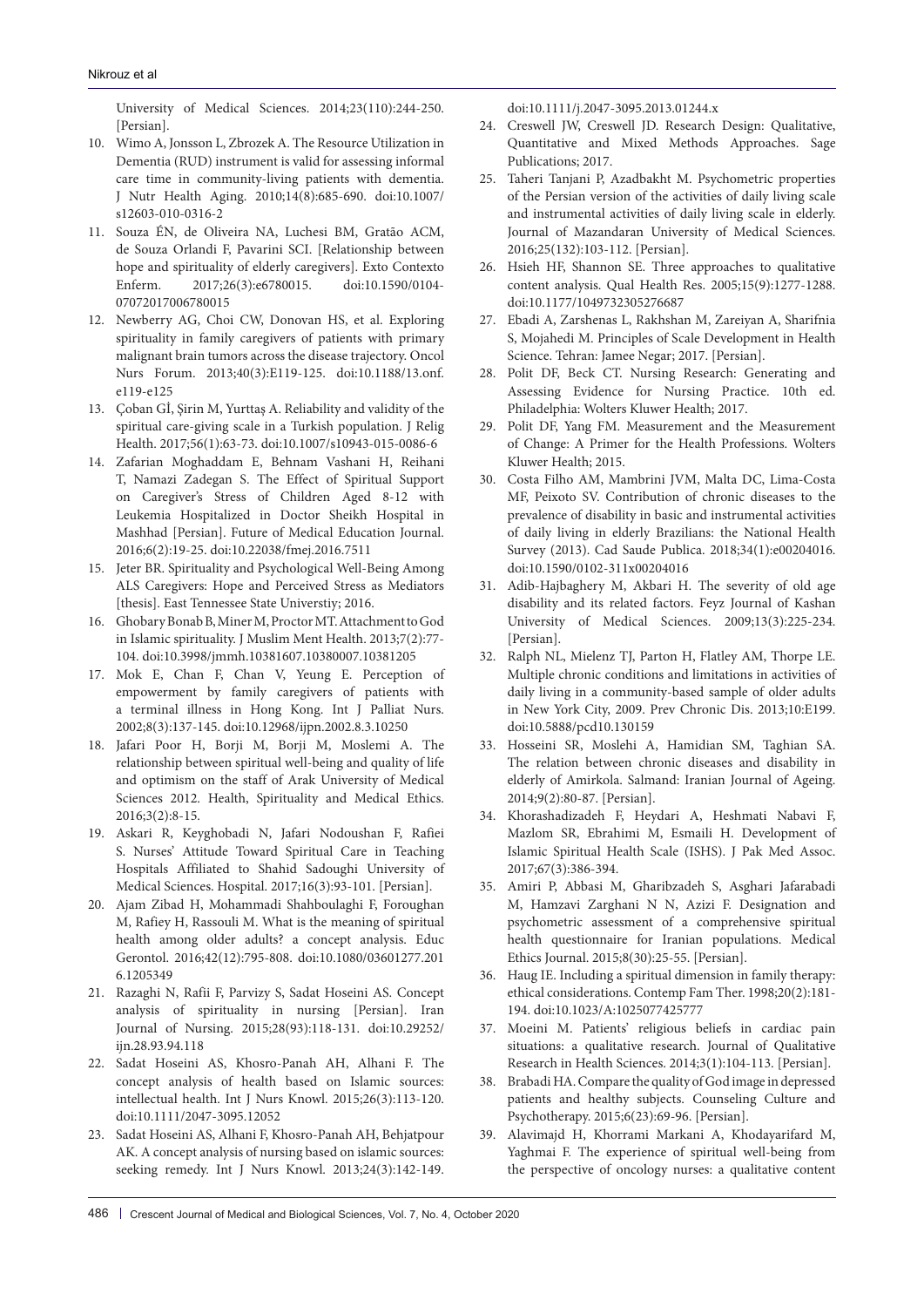University of Medical Sciences. 2014;23(110):244-250. [Persian].

10. Wimo A, Jonsson L, Zbrozek A. The Resource Utilization in Dementia (RUD) instrument is valid for assessing informal care time in community-living patients with dementia. J Nutr Health Aging. 2010;14(8):685-690. doi:10.1007/s12603-010-0316-2
11. Souza ÉN, de Oliveira NA, Luchesi BM, Gratão ACM, de Souza Orlandi F, Pavarini SCI. [Relationship between hope and spirituality of elderly caregivers]. Exto Contexto Enferm. 2017;26(3):e6780015. doi:10.1590/0104-07072017006780015
12. Newberry AG, Choi CW, Donovan HS, et al. Exploring spirituality in family caregivers of patients with primary malignant brain tumors across the disease trajectory. Oncol Nurs Forum. 2013;40(3):E119-125. doi:10.1188/13.onf.e119-e125
13. Çoban Gİ, Şirin M, Yurttaş A. Reliability and validity of the spiritual care-giving scale in a Turkish population. J Relig Health. 2017;56(1):63-73. doi:10.1007/s10943-015-0086-6
14. Zafarian Moghaddam E, Behnam Vashani H, Reihani T, Namazi Zadegan S. The Effect of Spiritual Support on Caregiver's Stress of Children Aged 8-12 with Leukemia Hospitalized in Doctor Sheikh Hospital in Mashhad [Persian]. Future of Medical Education Journal. 2016;6(2):19-25. doi:10.22038/fmej.2016.7511
15. Jeter BR. Spirituality and Psychological Well-Being Among ALS Caregivers: Hope and Perceived Stress as Mediators [thesis]. East Tennessee State Universtiy; 2016.
16. Ghobary Bonab B, Miner M, Proctor MT. Attachment to God in Islamic spirituality. J Muslim Ment Health. 2013;7(2):77-104. doi:10.3998/jmmh.10381607.10380007.10381205
17. Mok E, Chan F, Chan V, Yeung E. Perception of empowerment by family caregivers of patients with a terminal illness in Hong Kong. Int J Palliat Nurs. 2002;8(3):137-145. doi:10.12968/ijpn.2002.8.3.10250
18. Jafari Poor H, Borji M, Borji M, Moslemi A. The relationship between spiritual well-being and quality of life and optimism on the staff of Arak University of Medical Sciences 2012. Health, Spirituality and Medical Ethics. 2016;3(2):8-15.
19. Askari R, Keyghobadi N, Jafari Nodoushan F, Rafiei S. Nurses' Attitude Toward Spiritual Care in Teaching Hospitals Affiliated to Shahid Sadoughi University of Medical Sciences. Hospital. 2017;16(3):93-101. [Persian].
20. Ajam Zibad H, Mohammadi Shahboulaghi F, Foroughan M, Rafiey H, Rassouli M. What is the meaning of spiritual health among older adults? a concept analysis. Educ Gerontol. 2016;42(12):795-808. doi:10.1080/03601277.2016.1205349
21. Razaghi N, Rafii F, Parvizy S, Sadat Hoseini AS. Concept analysis of spirituality in nursing [Persian]. Iran Journal of Nursing. 2015;28(93):118-131. doi:10.29252/ijn.28.93.94.118
22. Sadat Hoseini AS, Khosro-Panah AH, Alhani F. The concept analysis of health based on Islamic sources: intellectual health. Int J Nurs Knowl. 2015;26(3):113-120. doi:10.1111/2047-3095.12052
23. Sadat Hoseini AS, Alhani F, Khosro-Panah AH, Behjatpour AK. A concept analysis of nursing based on islamic sources: seeking remedy. Int J Nurs Knowl. 2013;24(3):142-149. doi:10.1111/j.2047-3095.2013.01244.x
24. Creswell JW, Creswell JD. Research Design: Qualitative, Quantitative and Mixed Methods Approaches. Sage Publications; 2017.
25. Taheri Tanjani P, Azadbakht M. Psychometric properties of the Persian version of the activities of daily living scale and instrumental activities of daily living scale in elderly. Journal of Mazandaran University of Medical Sciences. 2016;25(132):103-112. [Persian].
26. Hsieh HF, Shannon SE. Three approaches to qualitative content analysis. Qual Health Res. 2005;15(9):1277-1288. doi:10.1177/1049732305276687
27. Ebadi A, Zarshenas L, Rakhshan M, Zareiyan A, Sharifnia S, Mojahedi M. Principles of Scale Development in Health Science. Tehran: Jamee Negar; 2017. [Persian].
28. Polit DF, Beck CT. Nursing Research: Generating and Assessing Evidence for Nursing Practice. 10th ed. Philadelphia: Wolters Kluwer Health; 2017.
29. Polit DF, Yang FM. Measurement and the Measurement of Change: A Primer for the Health Professions. Wolters Kluwer Health; 2015.
30. Costa Filho AM, Mambrini JVM, Malta DC, Lima-Costa MF, Peixoto SV. Contribution of chronic diseases to the prevalence of disability in basic and instrumental activities of daily living in elderly Brazilians: the National Health Survey (2013). Cad Saude Publica. 2018;34(1):e00204016. doi:10.1590/0102-311x00204016
31. Adib-Hajbaghery M, Akbari H. The severity of old age disability and its related factors. Feyz Journal of Kashan University of Medical Sciences. 2009;13(3):225-234. [Persian].
32. Ralph NL, Mielenz TJ, Parton H, Flatley AM, Thorpe LE. Multiple chronic conditions and limitations in activities of daily living in a community-based sample of older adults in New York City, 2009. Prev Chronic Dis. 2013;10:E199. doi:10.5888/pcd10.130159
33. Hosseini SR, Moslehi A, Hamidian SM, Taghian SA. The relation between chronic diseases and disability in elderly of Amirkola. Salmand: Iranian Journal of Ageing. 2014;9(2):80-87. [Persian].
34. Khorashadizadeh F, Heydari A, Heshmati Nabavi F, Mazlom SR, Ebrahimi M, Esmaili H. Development of Islamic Spiritual Health Scale (ISHS). J Pak Med Assoc. 2017;67(3):386-394.
35. Amiri P, Abbasi M, Gharibzadeh S, Asghari Jafarabadi M, Hamzavi Zarghani N N, Azizi F. Designation and psychometric assessment of a comprehensive spiritual health questionnaire for Iranian populations. Medical Ethics Journal. 2015;8(30):25-55. [Persian].
36. Haug IE. Including a spiritual dimension in family therapy: ethical considerations. Contemp Fam Ther. 1998;20(2):181-194. doi:10.1023/A:1025077425777
37. Moeini M. Patients' religious beliefs in cardiac pain situations: a qualitative research. Journal of Qualitative Research in Health Sciences. 2014;3(1):104-113. [Persian].
38. Brabadi HA. Compare the quality of God image in depressed patients and healthy subjects. Counseling Culture and Psychotherapy. 2015;6(23):69-96. [Persian].
39. Alavimajd H, Khorrami Markani A, Khodayarifard M, Yaghmai F. The experience of spiritual well-being from the perspective of oncology nurses: a qualitative content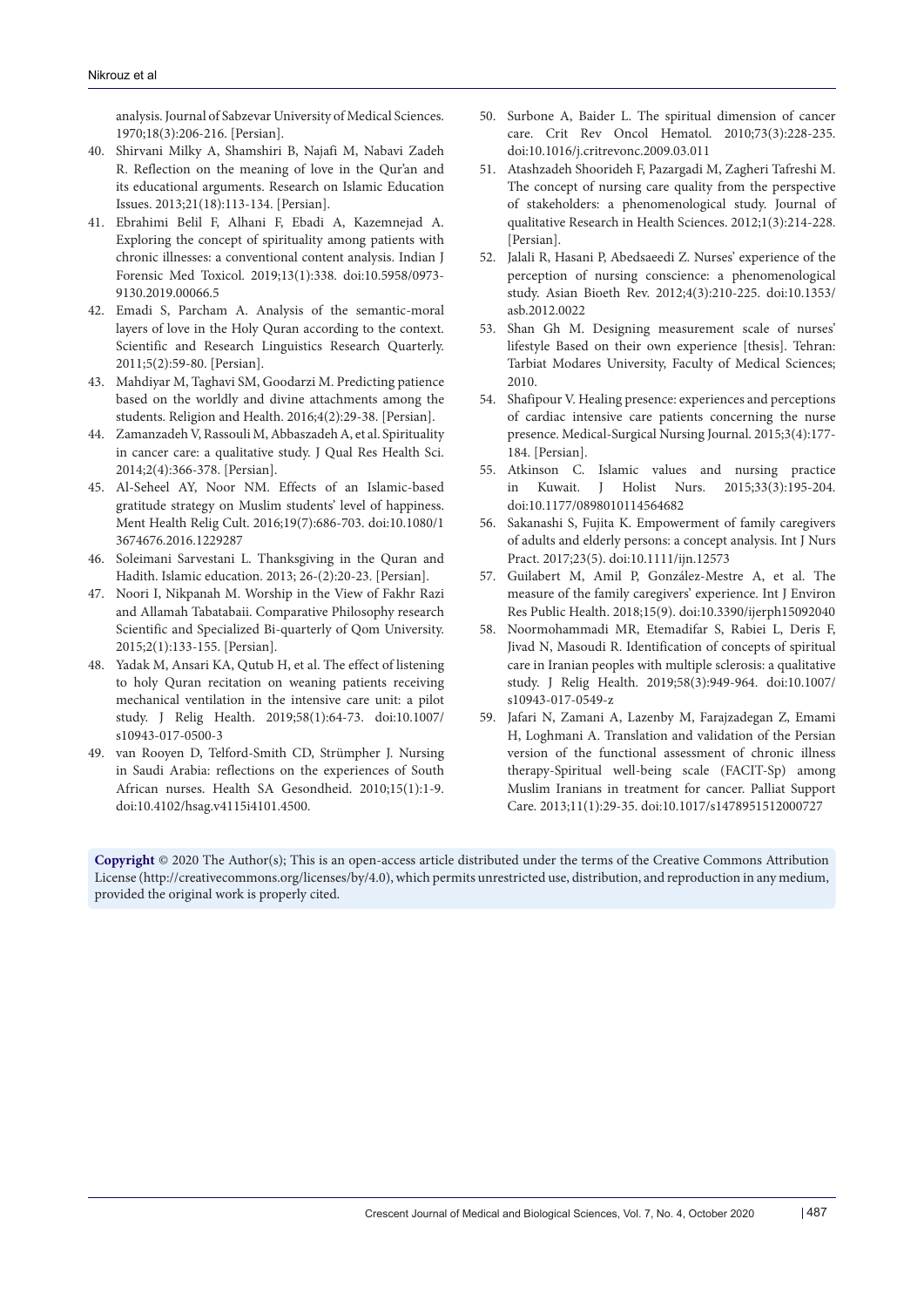analysis. Journal of Sabzevar University of Medical Sciences. 1970;18(3):206-216. [Persian].

40. Shirvani Milky A, Shamshiri B, Najafi M, Nabavi Zadeh R. Reflection on the meaning of love in the Qur'an and its educational arguments. Research on Islamic Education Issues. 2013;21(18):113-134. [Persian].
41. Ebrahimi Belil F, Alhani F, Ebadi A, Kazemnejad A. Exploring the concept of spirituality among patients with chronic illnesses: a conventional content analysis. Indian J Forensic Med Toxicol. 2019;13(1):338. doi:10.5958/0973-9130.2019.00066.5
42. Emadi S, Parcham A. Analysis of the semantic-moral layers of love in the Holy Quran according to the context. Scientific and Research Linguistics Research Quarterly. 2011;5(2):59-80. [Persian].
43. Mahdiyar M, Taghavi SM, Goodarzi M. Predicting patience based on the worldly and divine attachments among the students. Religion and Health. 2016;4(2):29-38. [Persian].
44. Zamanzadeh V, Rassouli M, Abbaszadeh A, et al. Spirituality in cancer care: a qualitative study. J Qual Res Health Sci. 2014;2(4):366-378. [Persian].
45. Al-Seheel AY, Noor NM. Effects of an Islamic-based gratitude strategy on Muslim students' level of happiness. Ment Health Relig Cult. 2016;19(7):686-703. doi:10.1080/13674676.2016.1229287
46. Soleimani Sarvestani L. Thanksgiving in the Quran and Hadith. Islamic education. 2013; 26-(2):20-23. [Persian].
47. Noori I, Nikpanah M. Worship in the View of Fakhr Razi and Allamah Tabatabaii. Comparative Philosophy research Scientific and Specialized Bi-quarterly of Qom University. 2015;2(1):133-155. [Persian].
48. Yadak M, Ansari KA, Qutub H, et al. The effect of listening to holy Quran recitation on weaning patients receiving mechanical ventilation in the intensive care unit: a pilot study. J Relig Health. 2019;58(1):64-73. doi:10.1007/s10943-017-0500-3
49. van Rooyen D, Telford-Smith CD, Strümpher J. Nursing in Saudi Arabia: reflections on the experiences of South African nurses. Health SA Gesondheid. 2010;15(1):1-9. doi:10.4102/hsag.v4115i4101.4500.
50. Surbone A, Baider L. The spiritual dimension of cancer care. Crit Rev Oncol Hematol. 2010;73(3):228-235. doi:10.1016/j.critrevonc.2009.03.011
51. Atashzadeh Shoorideh F, Pazargadi M, Zagheri Tafreshi M. The concept of nursing care quality from the perspective of stakeholders: a phenomenological study. Journal of qualitative Research in Health Sciences. 2012;1(3):214-228. [Persian].
52. Jalali R, Hasani P, Abedsaeedi Z. Nurses' experience of the perception of nursing conscience: a phenomenological study. Asian Bioeth Rev. 2012;4(3):210-225. doi:10.1353/asb.2012.0022
53. Shan Gh M. Designing measurement scale of nurses' lifestyle Based on their own experience [thesis]. Tehran: Tarbiat Modares University, Faculty of Medical Sciences; 2010.
54. Shafipour V. Healing presence: experiences and perceptions of cardiac intensive care patients concerning the nurse presence. Medical-Surgical Nursing Journal. 2015;3(4):177-184. [Persian].
55. Atkinson C. Islamic values and nursing practice in Kuwait. J Holist Nurs. 2015;33(3):195-204. doi:10.1177/0898010114564682
56. Sakanashi S, Fujita K. Empowerment of family caregivers of adults and elderly persons: a concept analysis. Int J Nurs Pract. 2017;23(5). doi:10.1111/ijn.12573
57. Guilabert M, Amil P, González-Mestre A, et al. The measure of the family caregivers' experience. Int J Environ Res Public Health. 2018;15(9). doi:10.3390/ijerph15092040
58. Noormohammadi MR, Etemadifar S, Rabiei L, Deris F, Jivad N, Masoudi R. Identification of concepts of spiritual care in Iranian peoples with multiple sclerosis: a qualitative study. J Relig Health. 2019;58(3):949-964. doi:10.1007/s10943-017-0549-z
59. Jafari N, Zamani A, Lazenby M, Farajzadegan Z, Emami H, Loghmani A. Translation and validation of the Persian version of the functional assessment of chronic illness therapy-Spiritual well-being scale (FACIT-Sp) among Muslim Iranians in treatment for cancer. Palliat Support Care. 2013;11(1):29-35. doi:10.1017/s1478951512000727

**Copyright** © 2020 The Author(s); This is an open-access article distributed under the terms of the Creative Commons Attribution License (http://creativecommons.org/licenses/by/4.0), which permits unrestricted use, distribution, and reproduction in any medium, provided the original work is properly cited.